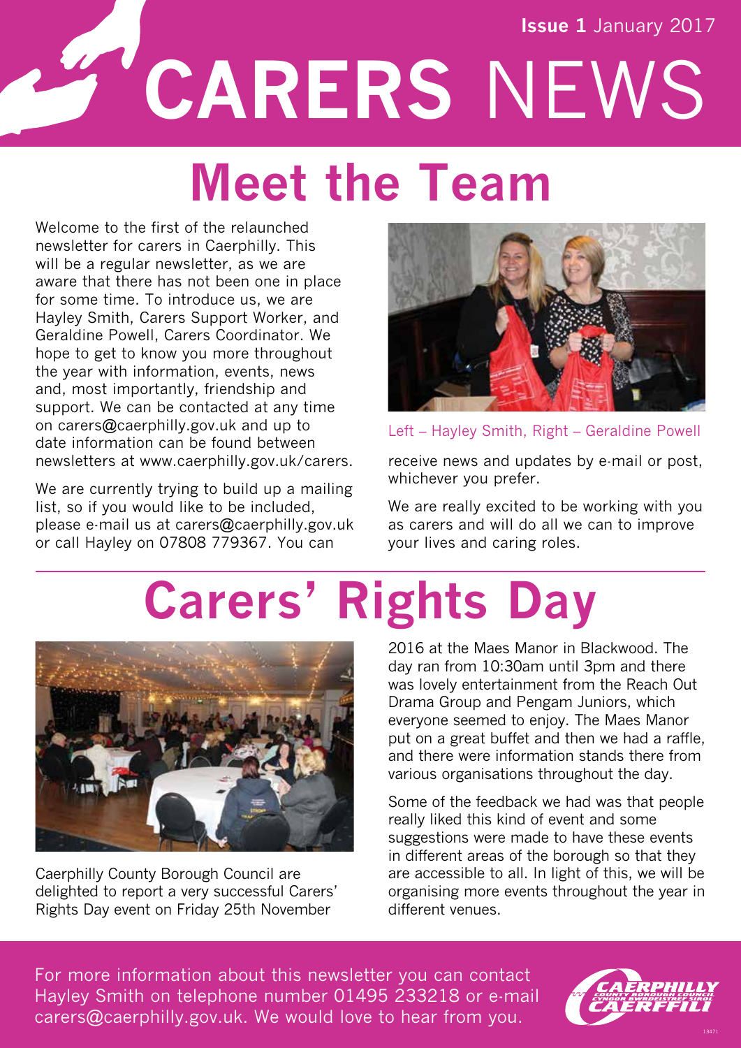**Issue 1** January 2017

# CARERS NEWS

## Meet the Team

Welcome to the first of the relaunched newsletter for carers in Caerphilly. This will be a regular newsletter, as we are aware that there has not been one in place for some time. To introduce us, we are Hayley Smith, Carers Support Worker, and Geraldine Powell, Carers Coordinator. We hope to get to know you more throughout the year with information, events, news and, most importantly, friendship and support. We can be contacted at any time on carers@caerphilly.gov.uk and up to date information can be found between newsletters at www.caerphilly.gov.uk/carers.

We are currently trying to build up a mailing list, so if you would like to be included, please e-mail us at carers@caerphilly.gov.uk or call Hayley on 07808 779367. You can receive news and updates by e-mail or post, whichever you prefer.

Left – Hayley Smith, Right – Geraldine Powell

We are really excited to be working with you as carers and will do all we can to improve your lives and caring roles.

## Carers' Rights Day

Caerphilly County Borough Council are delighted to report a very successful Carers' Rights Day event on Friday 25th November 2016 at the Maes Manor in Blackwood. The day ran from 10:30am until 3pm and there was lovely entertainment from the Reach Out Drama Group and Pengam Juniors, which everyone seemed to enjoy. The Maes Manor put on a great buffet and then we had a raffle, and there were information stands there from various organisations throughout the day.

Some of the feedback we had was that people really liked this kind of event and some suggestions were made to have these events in different areas of the borough so that they are accessible to all. In light of this, we will be organising more events throughout the year in different venues.

For more information about this newsletter you can contact Hayley Smith on telephone number 01495 233218 or e-mail carers@caerphilly.gov.uk. We would love to hear from you.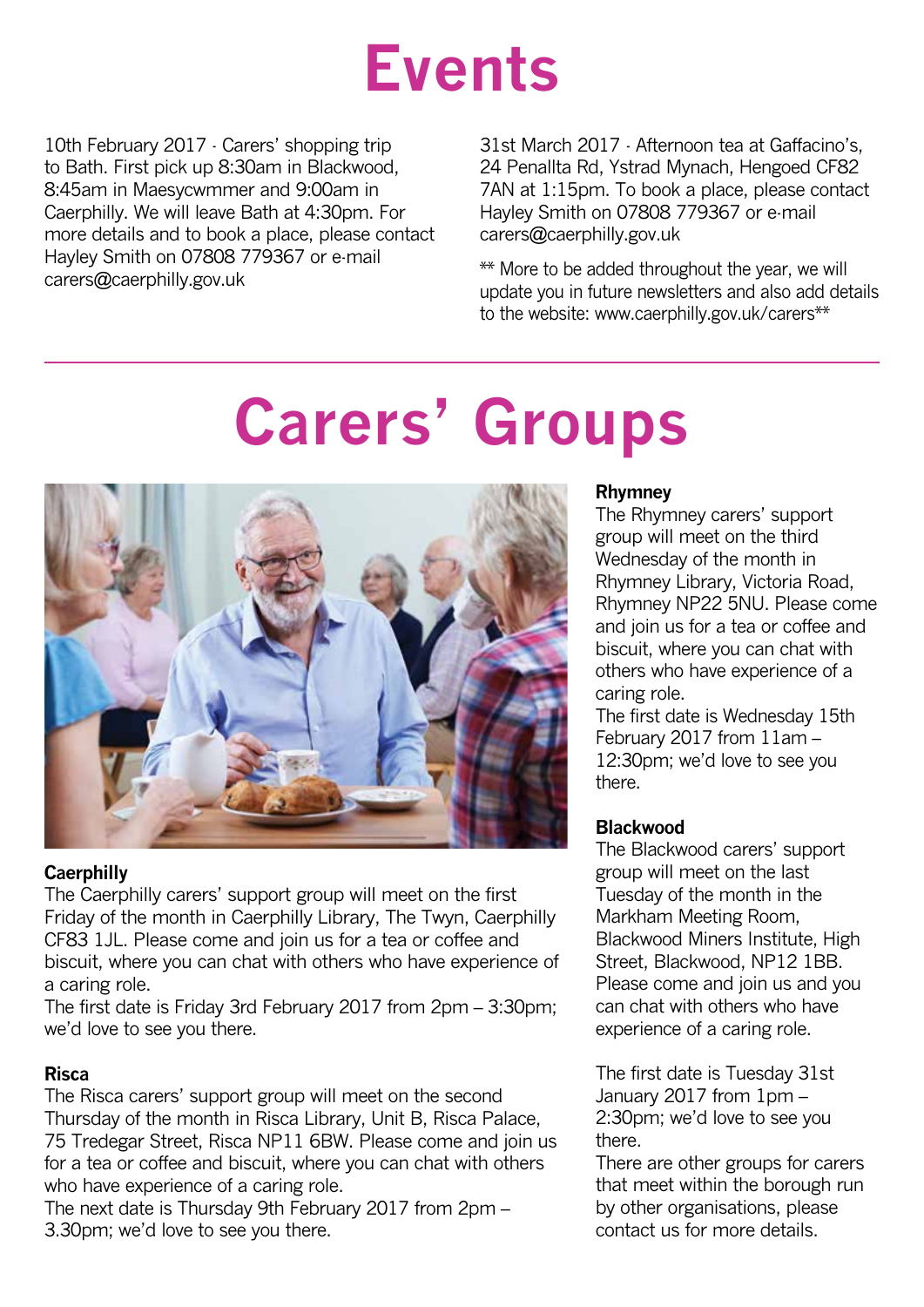# Events

10th February 2017 · Carers' shopping trip to Bath. First pick up 8:30am in Blackwood, 8:45am in Maesycwmmer and 9:00am in Caerphilly. We will leave Bath at 4:30pm. For more details and to book a place, please contact Hayley Smith on 07808 779367 or e-mail carers@caerphilly.gov.uk

31st March 2017 · Afternoon tea at Gaffacino's, 24 Penallta Rd, Ystrad Mynach, Hengoed CF82 7AN at 1:15pm. To book a place, please contact Hayley Smith on 07808 779367 or e-mail carers@caerphilly.gov.uk

** More to be added throughout the year, we will update you in future newsletters and also add details to the website: www.caerphilly.gov.uk/carers**

# Carers' Groups

**Caerphilly**
The Caerphilly carers' support group will meet on the first Friday of the month in Caerphilly Library, The Twyn, Caerphilly CF83 1JL. Please come and join us for a tea or coffee and biscuit, where you can chat with others who have experience of a caring role.
The first date is Friday 3rd February 2017 from 2pm – 3:30pm; we'd love to see you there.

**Risca**
The Risca carers' support group will meet on the second Thursday of the month in Risca Library, Unit B, Risca Palace, 75 Tredegar Street, Risca NP11 6BW. Please come and join us for a tea or coffee and biscuit, where you can chat with others who have experience of a caring role.
The next date is Thursday 9th February 2017 from 2pm – 3.30pm; we'd love to see you there.

**Rhymney**
The Rhymney carers' support group will meet on the third Wednesday of the month in Rhymney Library, Victoria Road, Rhymney NP22 5NU. Please come and join us for a tea or coffee and biscuit, where you can chat with others who have experience of a caring role.
The first date is Wednesday 15th February 2017 from 11am – 12:30pm; we'd love to see you there.

**Blackwood**
The Blackwood carers' support group will meet on the last Tuesday of the month in the Markham Meeting Room, Blackwood Miners Institute, High Street, Blackwood, NP12 1BB. Please come and join us and you can chat with others who have experience of a caring role.

The first date is Tuesday 31st January 2017 from 1pm – 2:30pm; we'd love to see you there.
There are other groups for carers that meet within the borough run by other organisations, please contact us for more details.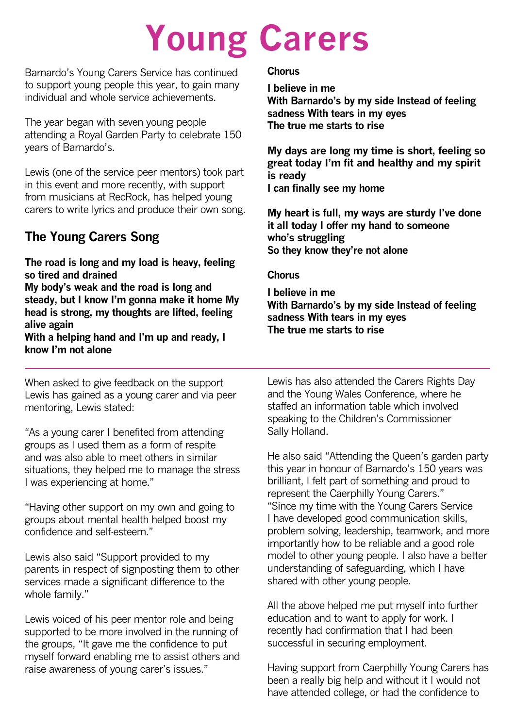# Young Carers

Barnardo's Young Carers Service has continued to support young people this year, to gain many individual and whole service achievements.

The year began with seven young people attending a Royal Garden Party to celebrate 150 years of Barnardo's.

Lewis (one of the service peer mentors) took part in this event and more recently, with support from musicians at RecRock, has helped young carers to write lyrics and produce their own song.

## The Young Carers Song

**The road is long and my load is heavy, feeling so tired and drained**
**My body's weak and the road is long and steady, but I know I'm gonna make it home My head is strong, my thoughts are lifted, feeling alive again**
**With a helping hand and I'm up and ready, I know I'm not alone**

**Chorus**

**I believe in me**
**With Barnardo's by my side Instead of feeling sadness With tears in my eyes**
**The true me starts to rise**

**My days are long my time is short, feeling so great today I'm fit and healthy and my spirit is ready**
**I can finally see my home**

**My heart is full, my ways are sturdy I've done it all today I offer my hand to someone who's struggling**
**So they know they're not alone**

**Chorus**

**I believe in me**
**With Barnardo's by my side Instead of feeling sadness With tears in my eyes**
**The true me starts to rise**

---

When asked to give feedback on the support Lewis has gained as a young carer and via peer mentoring, Lewis stated:

"As a young carer I benefited from attending groups as I used them as a form of respite and was also able to meet others in similar situations, they helped me to manage the stress I was experiencing at home."

"Having other support on my own and going to groups about mental health helped boost my confidence and self-esteem."

Lewis also said "Support provided to my parents in respect of signposting them to other services made a significant difference to the whole family."

Lewis voiced of his peer mentor role and being supported to be more involved in the running of the groups, "It gave me the confidence to put myself forward enabling me to assist others and raise awareness of young carer's issues."

Lewis has also attended the Carers Rights Day and the Young Wales Conference, where he staffed an information table which involved speaking to the Children's Commissioner Sally Holland.

He also said "Attending the Queen's garden party this year in honour of Barnardo's 150 years was brilliant, I felt part of something and proud to represent the Caerphilly Young Carers." "Since my time with the Young Carers Service I have developed good communication skills, problem solving, leadership, teamwork, and more importantly how to be reliable and a good role model to other young people. I also have a better understanding of safeguarding, which I have shared with other young people.

All the above helped me put myself into further education and to want to apply for work. I recently had confirmation that I had been successful in securing employment.

Having support from Caerphilly Young Carers has been a really big help and without it I would not have attended college, or had the confidence to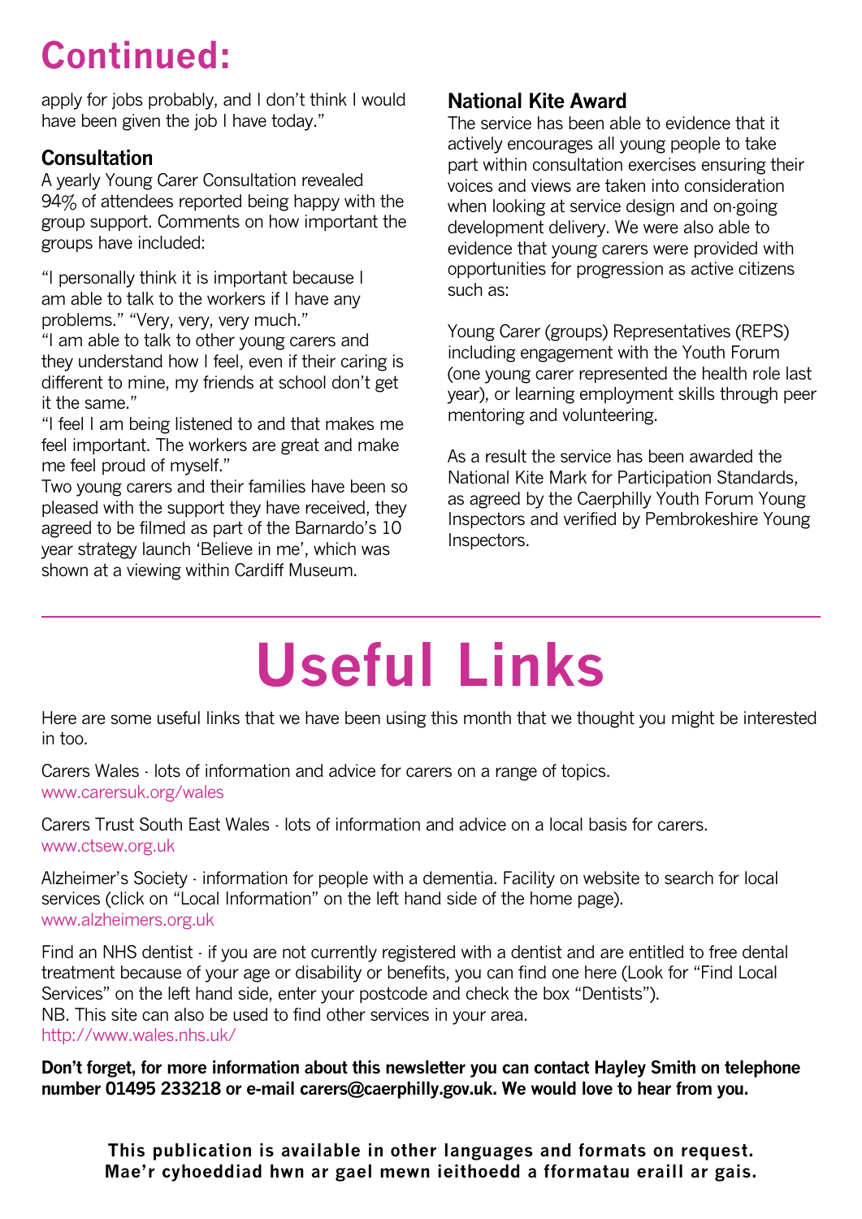# Continued:

apply for jobs probably, and I don't think I would have been given the job I have today."

### Consultation

A yearly Young Carer Consultation revealed 94% of attendees reported being happy with the group support. Comments on how important the groups have included:

"I personally think it is important because I am able to talk to the workers if I have any problems." "Very, very, very much."

"I am able to talk to other young carers and they understand how I feel, even if their caring is different to mine, my friends at school don't get it the same."

"I feel I am being listened to and that makes me feel important. The workers are great and make me feel proud of myself."

Two young carers and their families have been so pleased with the support they have received, they agreed to be filmed as part of the Barnardo's 10 year strategy launch 'Believe in me', which was shown at a viewing within Cardiff Museum.

### National Kite Award

The service has been able to evidence that it actively encourages all young people to take part within consultation exercises ensuring their voices and views are taken into consideration when looking at service design and on-going development delivery. We were also able to evidence that young carers were provided with opportunities for progression as active citizens such as:

Young Carer (groups) Representatives (REPS) including engagement with the Youth Forum (one young carer represented the health role last year), or learning employment skills through peer mentoring and volunteering.

As a result the service has been awarded the National Kite Mark for Participation Standards, as agreed by the Caerphilly Youth Forum Young Inspectors and verified by Pembrokeshire Young Inspectors.

# Useful Links

Here are some useful links that we have been using this month that we thought you might be interested in too.

Carers Wales - lots of information and advice for carers on a range of topics.
www.carersuk.org/wales

Carers Trust South East Wales - lots of information and advice on a local basis for carers.
www.ctsew.org.uk

Alzheimer's Society - information for people with a dementia. Facility on website to search for local services (click on "Local Information" on the left hand side of the home page).
www.alzheimers.org.uk

Find an NHS dentist - if you are not currently registered with a dentist and are entitled to free dental treatment because of your age or disability or benefits, you can find one here (Look for "Find Local Services" on the left hand side, enter your postcode and check the box "Dentists").
NB. This site can also be used to find other services in your area.
http://www.wales.nhs.uk/

**Don't forget, for more information about this newsletter you can contact Hayley Smith on telephone number 01495 233218 or e-mail carers@caerphilly.gov.uk. We would love to hear from you.**

**This publication is available in other languages and formats on request.**
**Mae'r cyhoeddiad hwn ar gael mewn ieithoedd a fformatau eraill ar gais.**